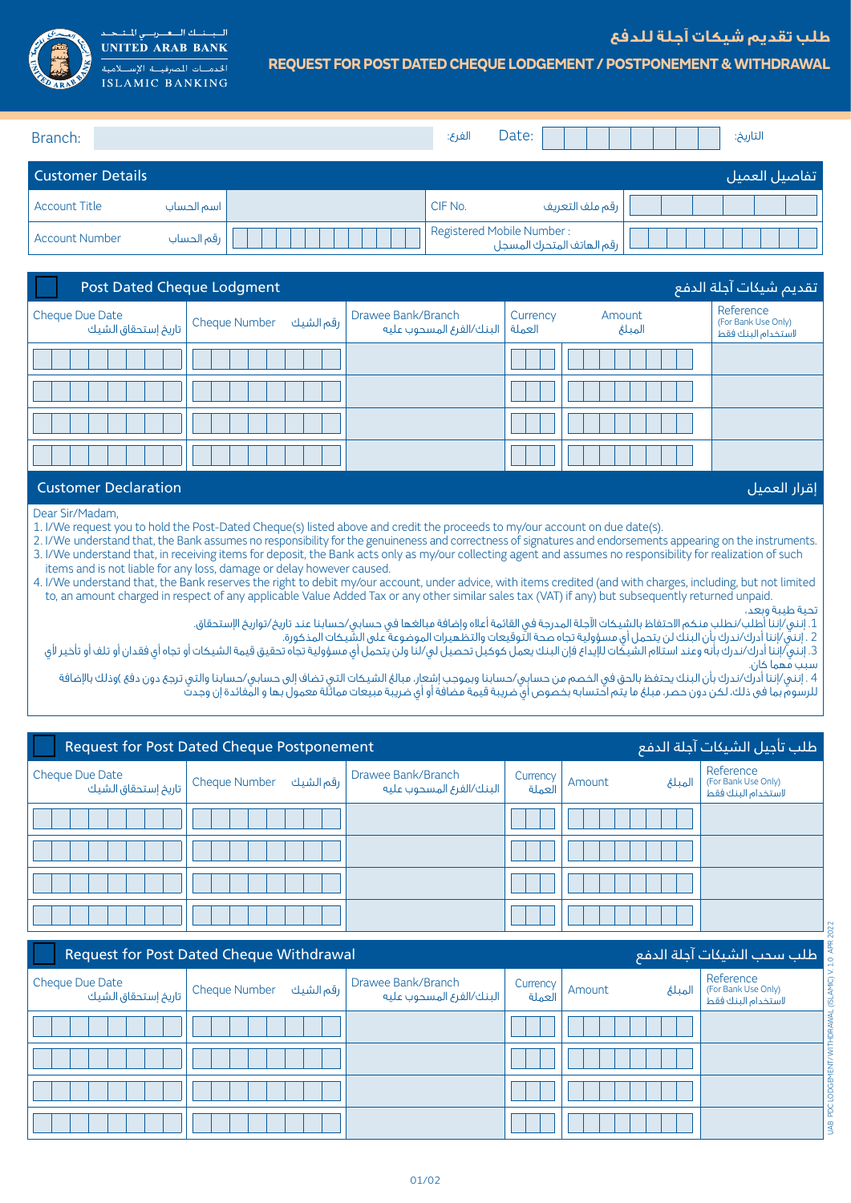UNITED ARAB BANK

البـنـك العـربـي المتحـد

الخدمات المصرفية الإسلامية

ISLAMIC BANKING

# طلب تقديم شيكات آجلة للدفع

# REQUEST FOR POST DATED CHEQUE LODGEMENT / POSTPONEMENT & WITHDRAWAL

Branch: الفرع: Date: التاريخ:

## Customer Details تفاصيل العميل

| Account Title اسم الحساب | | CIF No. رقم ملف التعريف | |
|---|---|---|---|
| Account Number رقم الحساب | | Registered Mobile Number : رقم الهاتف المتحرك المسجل | |

## Post Dated Cheque Lodgment تقديم شيكات آجلة الدفع

| Cheque Due Date تاريخ إستحقاق الشيك | Cheque Number رقم الشيك | Drawee Bank/Branch البنك/الفرع المسحوب عليه | Currency العملة | Amount المبلغ | Reference (For Bank Use Only) لاستخدام البنك فقط |
|---|---|---|---|---|---|
| | | | | | |
| | | | | | |
| | | | | | |
| | | | | | |

## Customer Declaration إقرار العميل

Dear Sir/Madam,

1. I/We request you to hold the Post-Dated Cheque(s) listed above and credit the proceeds to my/our account on due date(s).
2. I/We understand that, the Bank assumes no responsibility for the genuineness and correctness of signatures and endorsements appearing on the instruments.
3. I/We understand that, in receiving items for deposit, the Bank acts only as my/our collecting agent and assumes no responsibility for realization of such items and is not liable for any loss, damage or delay however caused.
4. I/We understand that, the Bank reserves the right to debit my/our account, under advice, with items credited (and with charges, including, but not limited to, an amount charged in respect of any applicable Value Added Tax or any other similar sales tax (VAT) if any) but subsequently returned unpaid.

تحية طيبة وبعد،

1. إنني/إننا أطلب/نطلب منكم الاحتفاظ بالشيكات الآجلة المدرجة في القائمة أعلاه وإضافة مبالغها في حسابي/حسابنا عند تاريخ/تواريخ الإستحقاق.
2. إنني/إننا أدرك/ندرك بأن البنك لن يتحمل أي مسؤولية تجاه صحة التوقيعات والتظهيرات الموضوعة على الشيكات المذكورة.
3. إنني/إننا أدرك/ندرك بأنه وعند استلام الشيكات للإيداع فإن البنك يعمل كوكيل تحصيل لي/لنا ولن يتحمل أي مسؤولية تجاه تحقيق قيمة الشيكات أو تجاه أي فقدان أو تلف أو تأخير لأي سبب مهما كان.
4. إنني/إننا أدرك/ندرك بأن البنك يحتفظ بالحق في الخصم من حسابي/حسابنا وبموجب إشعار، مبالغ الشيكات التي تضاف إلى حسابي/حسابنا والتي ترجع دون دفع (وذلك بالإضافة للرسوم بما في ذلك، لكن دون حصر، مبلغ ما يتم احتسابه بخصوص أي ضريبة قيمة مضافة أو أي ضريبة مبيعات مماثلة معمول بها و المفائدة إن وجدت)

## Request for Post Dated Cheque Postponement طلب تأجيل الشيكات آجلة الدفع

| Cheque Due Date تاريخ إستحقاق الشيك | Cheque Number رقم الشيك | Drawee Bank/Branch البنك/الفرع المسحوب عليه | Currency العملة | Amount المبلغ | Reference (For Bank Use Only) لاستخدام البنك فقط |
|---|---|---|---|---|---|
| | | | | | |
| | | | | | |
| | | | | | |
| | | | | | |

## Request for Post Dated Cheque Withdrawal طلب سحب الشيكات آجلة الدفع

| Cheque Due Date تاريخ إستحقاق الشيك | Cheque Number رقم الشيك | Drawee Bank/Branch البنك/الفرع المسحوب عليه | Currency العملة | Amount المبلغ | Reference (For Bank Use Only) لاستخدام البنك فقط |
|---|---|---|---|---|---|
| | | | | | |
| | | | | | |
| | | | | | |
| | | | | | |

UAB PDC LODGEMENT/WITHDRAWAL (ISLAMIC) V 1.0 APR 2022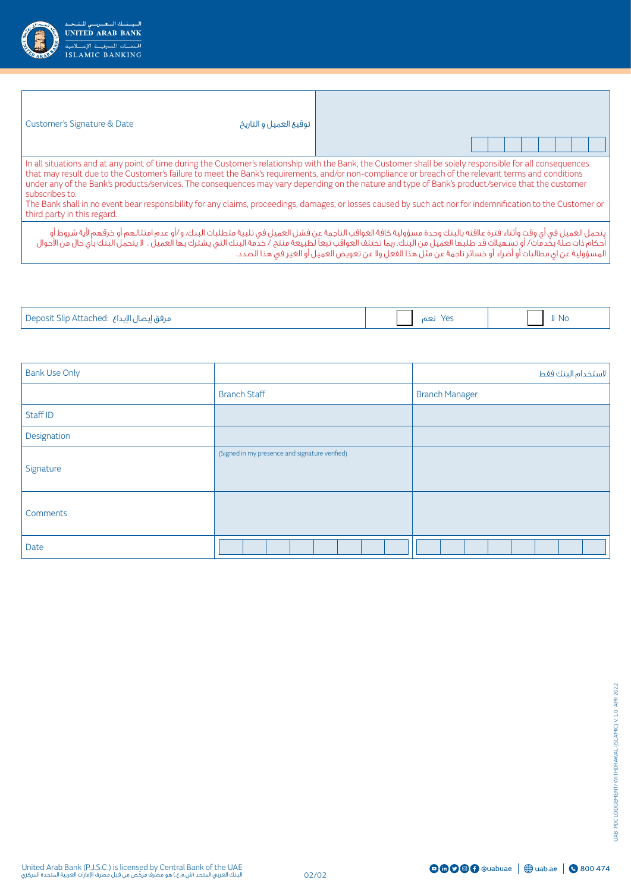| | |
|---|---|
| Customer's Signature & Date توقيع العميل و التاريخ | |

In all situations and at any point of time during the Customer's relationship with the Bank, the Customer shall be solely responsible for all consequences that may result due to the Customer's failure to meet the Bank's requirements, and/or non-compliance or breach of the relevant terms and conditions under any of the Bank's products/services. The consequences may vary depending on the nature and type of Bank's product/service that the customer subscribes to.
The Bank shall in no event bear responsibility for any claims, proceedings, damages, or losses caused by such act nor for indemnification to the Customer or third party in this regard.

يتحمل العميل في أي وقت وأثناء فترة علاقته بالبنك وحدة مسؤولية كافة العواقب الناجمة عن فشل العميل في تلبية متطلبات البنك، و/أو عدم امتثالهم أو خرقهم لأية شروط أو أحكام ذات صلة بخدمات/ أو تسهيلات قد طلبها العميل من البنك. ربما تختلف العواقب تبعاً لطبيعة منتج / خدمة البنك التي يشترك بها العميل . لا يتحمل البنك بأي حال من الأحوال المسؤولية عن اي مطالبات أو أضرار أو خسائر ناجمة عن مثل هذا الفعل ولا عن تعويض العميل أو الغير في هذا الصدد.

| | | |
|---|---|---|
| Deposit Slip Attached: مرفق إيصال الإيداع | ☐ Yes نعم | ☐ No لا |

| Bank Use Only | | لاستخدام البنك فقط |
|---|---|---|
| | Branch Staff | Branch Manager |
| Staff ID | | |
| Designation | | |
| Signature | (Signed in my presence and signature verified) | |
| Comments | | |
| Date | | |

United Arab Bank (P.J.S.C.) is licensed by Central Bank of the UAE
البنك العربي المتحد (ش.م.ع.) هو مصرف مرخص من قبل مصرف الإمارات العربية المتحدة المركزي

@uabuae | uab.ae | 800 474

UAB PDC LODGEMENT/WITHDRAWAL (ISLAMIC) V 1.0 APR 2022